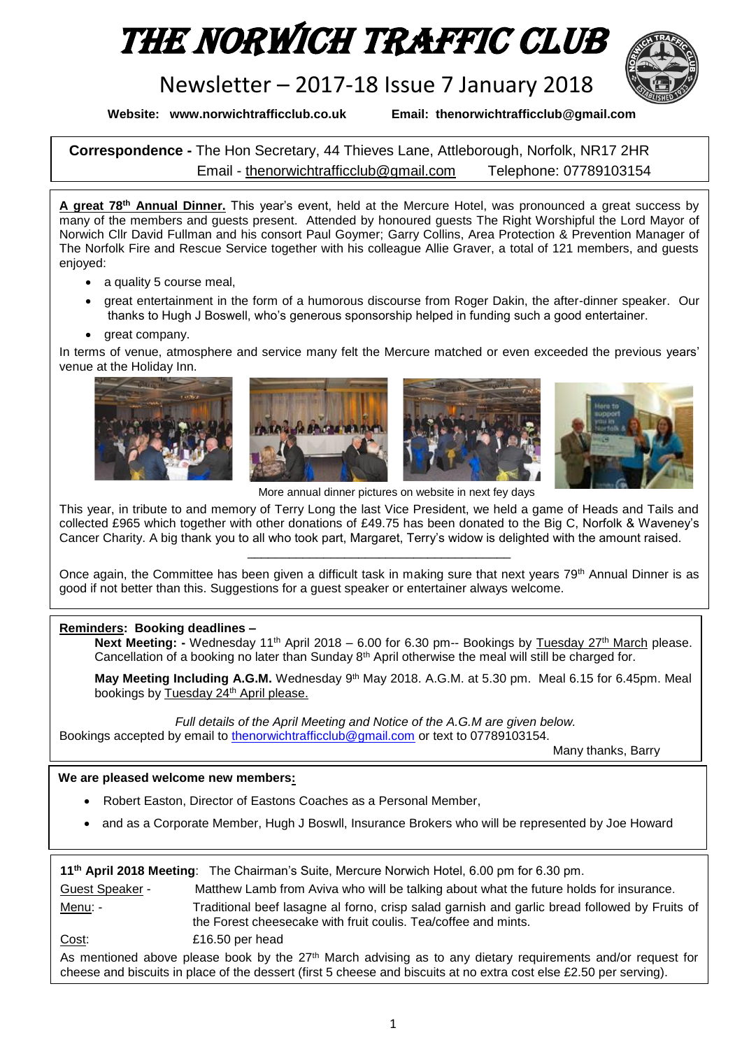# THE NORWICH TRAFFIC CLUB

## Newsletter – 2017-18 Issue 7 January 2018

**Website: www.norwichtrafficclub.co.uk** **Email: thenorwichtrafficclub@gmail.com**

**Correspondence -** The Hon Secretary, 44 Thieves Lane, Attleborough, Norfolk, NR17 2HR
Email - thenorwichtrafficclub@gmail.com Telephone: 07789103154

**A great 78th Annual Dinner.** This year's event, held at the Mercure Hotel, was pronounced a great success by many of the members and guests present. Attended by honoured guests The Right Worshipful the Lord Mayor of Norwich Cllr David Fullman and his consort Paul Goymer; Garry Collins, Area Protection & Prevention Manager of The Norfolk Fire and Rescue Service together with his colleague Allie Graver, a total of 121 members, and guests enjoyed:

- a quality 5 course meal,
- great entertainment in the form of a humorous discourse from Roger Dakin, the after-dinner speaker. Our thanks to Hugh J Boswell, who's generous sponsorship helped in funding such a good entertainer.
- great company.

In terms of venue, atmosphere and service many felt the Mercure matched or even exceeded the previous years' venue at the Holiday Inn.

More annual dinner pictures on website in next fey days

This year, in tribute to and memory of Terry Long the last Vice President, we held a game of Heads and Tails and collected £965 which together with other donations of £49.75 has been donated to the Big C, Norfolk & Waveney's Cancer Charity. A big thank you to all who took part, Margaret, Terry's widow is delighted with the amount raised.

---

Once again, the Committee has been given a difficult task in making sure that next years 79th Annual Dinner is as good if not better than this. Suggestions for a guest speaker or entertainer always welcome.

**Reminders: Booking deadlines –**

**Next Meeting: -** Wednesday 11th April 2018 – 6.00 for 6.30 pm-- Bookings by Tuesday 27th March please. Cancellation of a booking no later than Sunday 8th April otherwise the meal will still be charged for.

**May Meeting Including A.G.M.** Wednesday 9th May 2018. A.G.M. at 5.30 pm. Meal 6.15 for 6.45pm. Meal bookings by Tuesday 24th April please.

*Full details of the April Meeting and Notice of the A.G.M are given below.*

Bookings accepted by email to thenorwichtrafficclub@gmail.com or text to 07789103154.

Many thanks, Barry

**We are pleased welcome new members:**

- Robert Easton, Director of Eastons Coaches as a Personal Member,
- and as a Corporate Member, Hugh J Boswll, Insurance Brokers who will be represented by Joe Howard

**11th April 2018 Meeting**: The Chairman's Suite, Mercure Norwich Hotel, 6.00 pm for 6.30 pm.

Guest Speaker - Matthew Lamb from Aviva who will be talking about what the future holds for insurance.

Menu: - Traditional beef lasagne al forno, crisp salad garnish and garlic bread followed by Fruits of the Forest cheesecake with fruit coulis. Tea/coffee and mints.

Cost: £16.50 per head

As mentioned above please book by the 27th March advising as to any dietary requirements and/or request for cheese and biscuits in place of the dessert (first 5 cheese and biscuits at no extra cost else £2.50 per serving).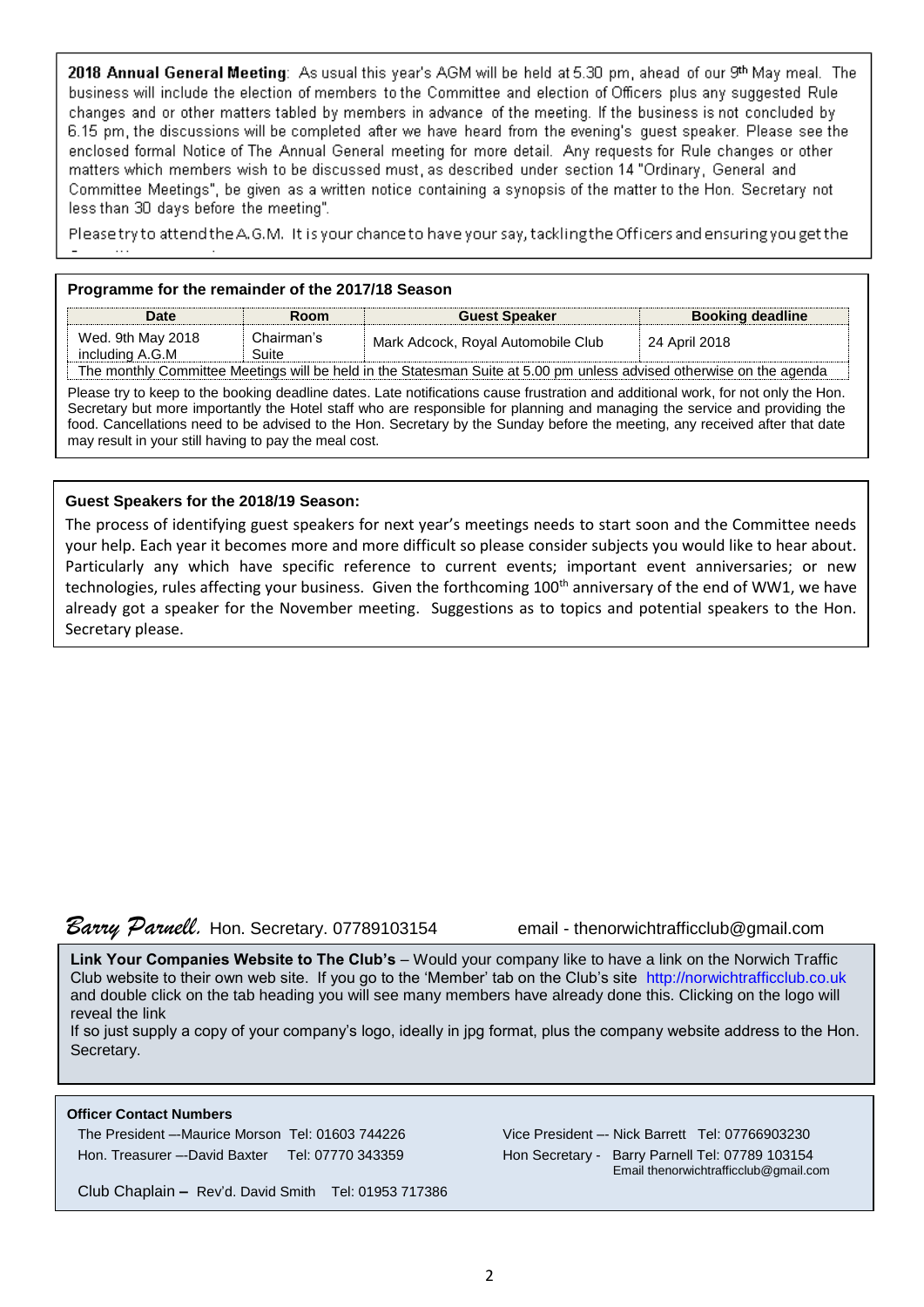**2018 Annual General Meeting**: As usual this year's AGM will be held at 5.30 pm, ahead of our 9th May meal. The business will include the election of members to the Committee and election of Officers plus any suggested Rule changes and or other matters tabled by members in advance of the meeting. If the business is not concluded by 6.15 pm, the discussions will be completed after we have heard from the evening's guest speaker. Please see the enclosed formal Notice of The Annual General meeting for more detail. Any requests for Rule changes or other matters which members wish to be discussed must, as described under section 14 "Ordinary, General and Committee Meetings", be given as a written notice containing a synopsis of the matter to the Hon. Secretary not less than 30 days before the meeting".

Please try to attend the A.G.M. It is your chance to have your say, tackling the Officers and ensuring you get the

**Programme for the remainder of the 2017/18 Season**

| Date | Room | Guest Speaker | Booking deadline |
|---|---|---|---|
| Wed. 9th May 2018 including A.G.M | Chairman's Suite | Mark Adcock, Royal Automobile Club | 24 April 2018 |
| The monthly Committee Meetings will be held in the Statesman Suite at 5.00 pm unless advised otherwise on the agenda | | | |

Please try to keep to the booking deadline dates. Late notifications cause frustration and additional work, for not only the Hon. Secretary but more importantly the Hotel staff who are responsible for planning and managing the service and providing the food. Cancellations need to be advised to the Hon. Secretary by the Sunday before the meeting, any received after that date may result in your still having to pay the meal cost.

**Guest Speakers for the 2018/19 Season:**

The process of identifying guest speakers for next year's meetings needs to start soon and the Committee needs your help. Each year it becomes more and more difficult so please consider subjects you would like to hear about. Particularly any which have specific reference to current events; important event anniversaries; or new technologies, rules affecting your business. Given the forthcoming 100th anniversary of the end of WW1, we have already got a speaker for the November meeting. Suggestions as to topics and potential speakers to the Hon. Secretary please.

*Barry Parnell*, Hon. Secretary. 07789103154 email - thenorwichtrafficclub@gmail.com

**Link Your Companies Website to The Club's** – Would your company like to have a link on the Norwich Traffic Club website to their own web site. If you go to the 'Member' tab on the Club's site http://norwichtrafficclub.co.uk and double click on the tab heading you will see many members have already done this. Clicking on the logo will reveal the link

If so just supply a copy of your company's logo, ideally in jpg format, plus the company website address to the Hon. Secretary.

**Officer Contact Numbers**

The President –-Maurice Morson Tel: 01603 744226

Hon. Treasurer –-David Baxter Tel: 07770 343359

Vice President –- Nick Barrett Tel: 07766903230

Hon Secretary - Barry Parnell Tel: 07789 103154
Email thenorwichtrafficclub@gmail.com

Club Chaplain – Rev'd. David Smith Tel: 01953 717386